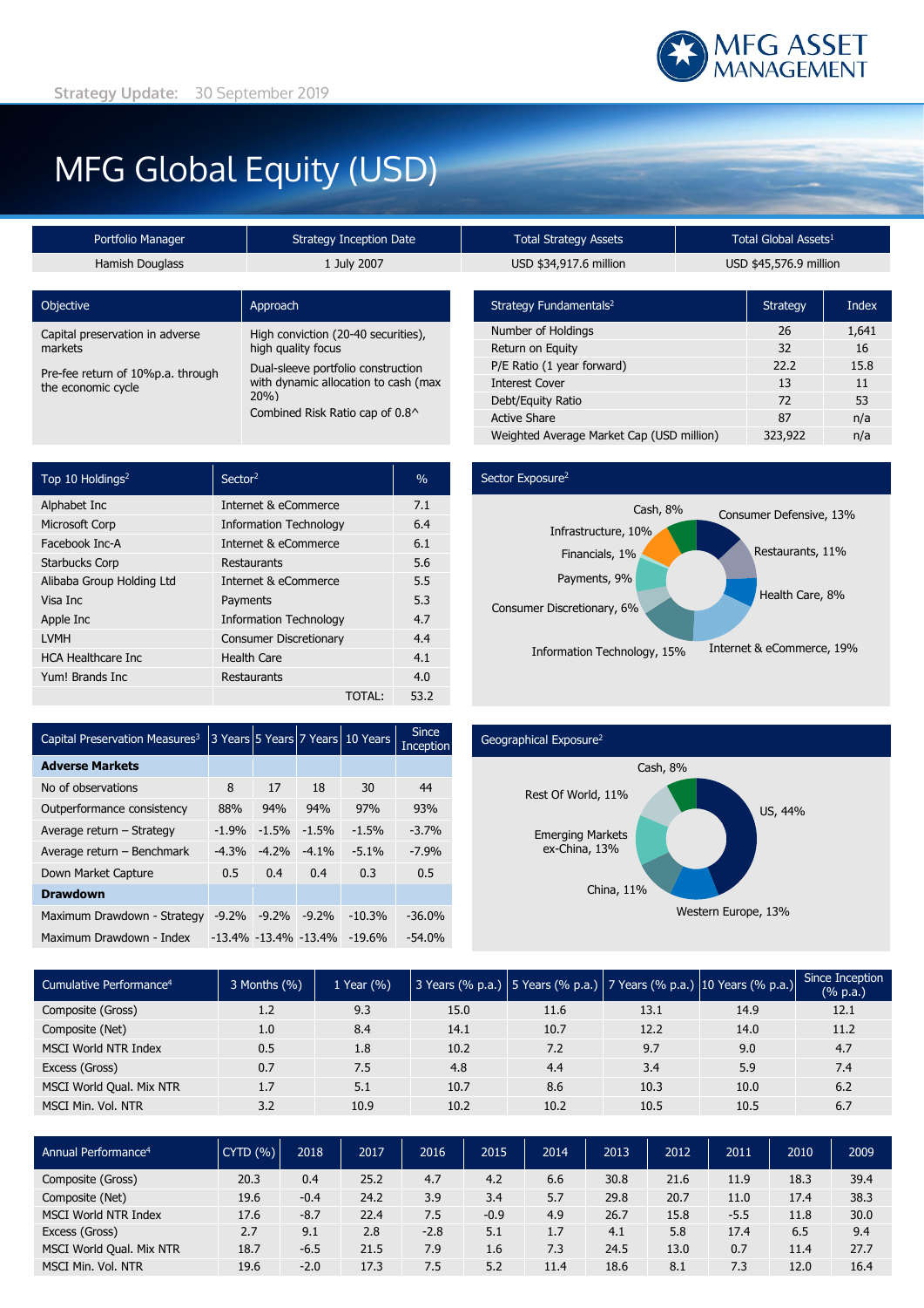MFG ASSET MANAGEMENT

Strategy Update: 30 September 2019

# MFG Global Equity (USD)

| Portfolio Manager | Strategy Inception Date | Total Strategy Assets | Total Global Assets[1] |
|---|---|---|---|
| Hamish Douglass | 1 July 2007 | USD $34,917.6 million | USD $45,576.9 million |

| Objective | Approach |
|---|---|
| Capital preservation in adverse markets | High conviction (20-40 securities), high quality focus |
| Pre-fee return of 10%p.a. through the economic cycle | Dual-sleeve portfolio construction with dynamic allocation to cash (max 20%) |
| | Combined Risk Ratio cap of 0.8^ |

| Strategy Fundamentals[2] | Strategy | Index |
|---|---|---|
| Number of Holdings | 26 | 1,641 |
| Return on Equity | 32 | 16 |
| P/E Ratio (1 year forward) | 22.2 | 15.8 |
| Interest Cover | 13 | 11 |
| Debt/Equity Ratio | 72 | 53 |
| Active Share | 87 | n/a |
| Weighted Average Market Cap (USD million) | 323,922 | n/a |

| Top 10 Holdings[2] | Sector[2] | % |
|---|---|---|
| Alphabet Inc | Internet & eCommerce | 7.1 |
| Microsoft Corp | Information Technology | 6.4 |
| Facebook Inc-A | Internet & eCommerce | 6.1 |
| Starbucks Corp | Restaurants | 5.6 |
| Alibaba Group Holding Ltd | Internet & eCommerce | 5.5 |
| Visa Inc | Payments | 5.3 |
| Apple Inc | Information Technology | 4.7 |
| LVMH | Consumer Discretionary | 4.4 |
| HCA Healthcare Inc | Health Care | 4.1 |
| Yum! Brands Inc | Restaurants | 4.0 |
| | TOTAL: | 53.2 |

**Sector Exposure[2]**

| Sector | % |
|---|---|
| Cash | 8% |
| Consumer Defensive | 13% |
| Restaurants | 11% |
| Health Care | 8% |
| Internet & eCommerce | 19% |
| Information Technology | 15% |
| Consumer Discretionary | 6% |
| Payments | 9% |
| Financials | 1% |
| Infrastructure | 10% |

| Capital Preservation Measures[3] | 3 Years | 5 Years | 7 Years | 10 Years | Since Inception |
|---|---|---|---|---|---|
| **Adverse Markets** | | | | | |
| No of observations | 8 | 17 | 18 | 30 | 44 |
| Outperformance consistency | 88% | 94% | 94% | 97% | 93% |
| Average return – Strategy | -1.9% | -1.5% | -1.5% | -1.5% | -3.7% |
| Average return – Benchmark | -4.3% | -4.2% | -4.1% | -5.1% | -7.9% |
| Down Market Capture | 0.5 | 0.4 | 0.4 | 0.3 | 0.5 |
| **Drawdown** | | | | | |
| Maximum Drawdown - Strategy | -9.2% | -9.2% | -9.2% | -10.3% | -36.0% |
| Maximum Drawdown - Index | -13.4% | -13.4% | -13.4% | -19.6% | -54.0% |

**Geographical Exposure[2]**

| Region | % |
|---|---|
| Cash | 8% |
| US | 44% |
| Western Europe | 13% |
| China | 11% |
| Emerging Markets ex-China | 13% |
| Rest Of World | 11% |

| Cumulative Performance[4] | 3 Months (%) | 1 Year (%) | 3 Years (% p.a.) | 5 Years (% p.a.) | 7 Years (% p.a.) | 10 Years (% p.a.) | Since Inception (% p.a.) |
|---|---|---|---|---|---|---|---|
| Composite (Gross) | 1.2 | 9.3 | 15.0 | 11.6 | 13.1 | 14.9 | 12.1 |
| Composite (Net) | 1.0 | 8.4 | 14.1 | 10.7 | 12.2 | 14.0 | 11.2 |
| MSCI World NTR Index | 0.5 | 1.8 | 10.2 | 7.2 | 9.7 | 9.0 | 4.7 |
| Excess (Gross) | 0.7 | 7.5 | 4.8 | 4.4 | 3.4 | 5.9 | 7.4 |
| MSCI World Qual. Mix NTR | 1.7 | 5.1 | 10.7 | 8.6 | 10.3 | 10.0 | 6.2 |
| MSCI Min. Vol. NTR | 3.2 | 10.9 | 10.2 | 10.2 | 10.5 | 10.5 | 6.7 |

| Annual Performance[4] | CYTD (%) | 2018 | 2017 | 2016 | 2015 | 2014 | 2013 | 2012 | 2011 | 2010 | 2009 |
|---|---|---|---|---|---|---|---|---|---|---|---|
| Composite (Gross) | 20.3 | 0.4 | 25.2 | 4.7 | 4.2 | 6.6 | 30.8 | 21.6 | 11.9 | 18.3 | 39.4 |
| Composite (Net) | 19.6 | -0.4 | 24.2 | 3.9 | 3.4 | 5.7 | 29.8 | 20.7 | 11.0 | 17.4 | 38.3 |
| MSCI World NTR Index | 17.6 | -8.7 | 22.4 | 7.5 | -0.9 | 4.9 | 26.7 | 15.8 | -5.5 | 11.8 | 30.0 |
| Excess (Gross) | 2.7 | 9.1 | 2.8 | -2.8 | 5.1 | 1.7 | 4.1 | 5.8 | 17.4 | 6.5 | 9.4 |
| MSCI World Qual. Mix NTR | 18.7 | -6.5 | 21.5 | 7.9 | 1.6 | 7.3 | 24.5 | 13.0 | 0.7 | 11.4 | 27.7 |
| MSCI Min. Vol. NTR | 19.6 | -2.0 | 17.3 | 7.5 | 5.2 | 11.4 | 18.6 | 8.1 | 7.3 | 12.0 | 16.4 |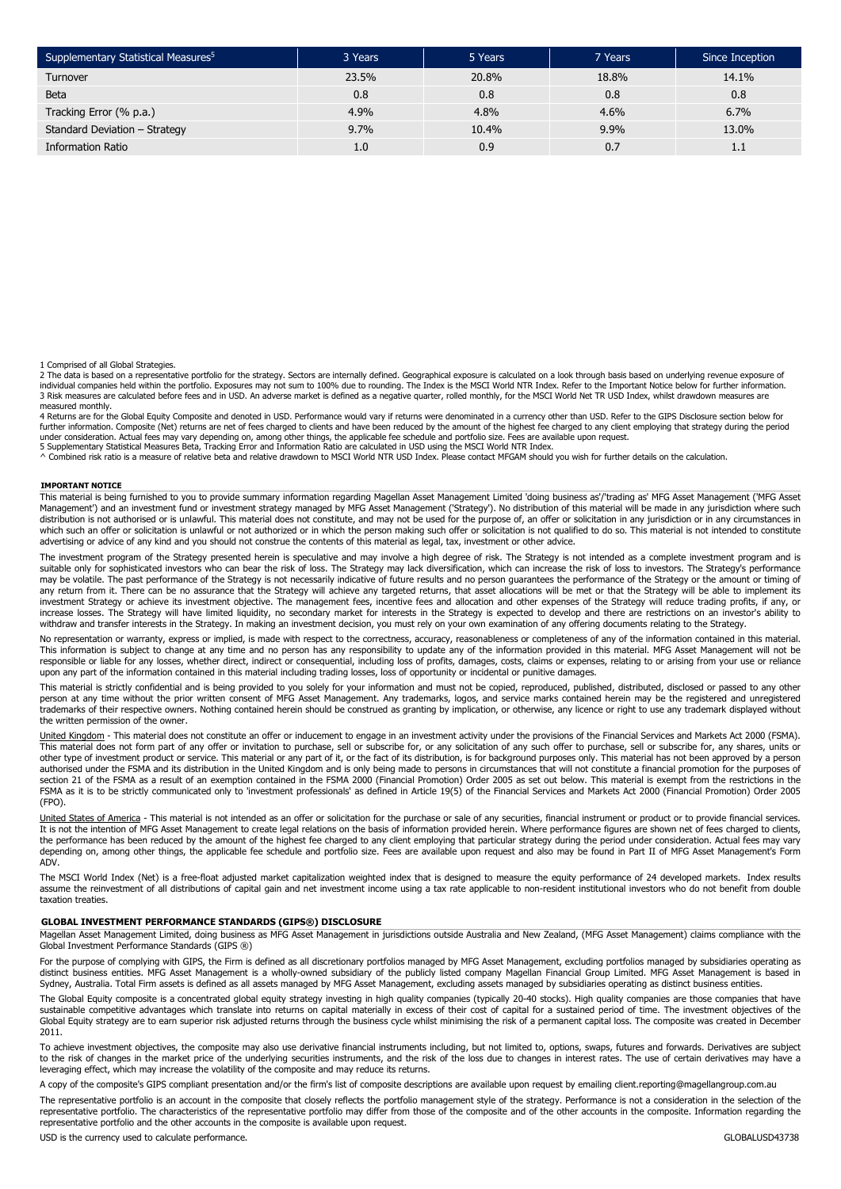| Supplementary Statistical Measures[5] | 3 Years | 5 Years | 7 Years | Since Inception |
|---|---|---|---|---|
| Turnover | 23.5% | 20.8% | 18.8% | 14.1% |
| Beta | 0.8 | 0.8 | 0.8 | 0.8 |
| Tracking Error (% p.a.) | 4.9% | 4.8% | 4.6% | 6.7% |
| Standard Deviation – Strategy | 9.7% | 10.4% | 9.9% | 13.0% |
| Information Ratio | 1.0 | 0.9 | 0.7 | 1.1 |

1 Comprised of all Global Strategies.
2 The data is based on a representative portfolio for the strategy. Sectors are internally defined. Geographical exposure is calculated on a look through basis based on underlying revenue exposure of individual companies held within the portfolio. Exposures may not sum to 100% due to rounding. The Index is the MSCI World NTR Index. Refer to the Important Notice below for further information.
3 Risk measures are calculated before fees and in USD. An adverse market is defined as a negative quarter, rolled monthly, for the MSCI World Net TR USD Index, whilst drawdown measures are measured monthly.
4 Returns are for the Global Equity Composite and denoted in USD. Performance would vary if returns were denominated in a currency other than USD. Refer to the GIPS Disclosure section below for further information. Composite (Net) returns are net of fees charged to clients and have been reduced by the amount of the highest fee charged to any client employing that strategy during the period under consideration. Actual fees may vary depending on, among other things, the applicable fee schedule and portfolio size. Fees are available upon request.
5 Supplementary Statistical Measures Beta, Tracking Error and Information Ratio are calculated in USD using the MSCI World NTR Index.
^ Combined risk ratio is a measure of relative beta and relative drawdown to MSCI World NTR USD Index. Please contact MFGAM should you wish for further details on the calculation.

**IMPORTANT NOTICE**

This material is being furnished to you to provide summary information regarding Magellan Asset Management Limited 'doing business as'/'trading as' MFG Asset Management ('MFG Asset Management') and an investment fund or investment strategy managed by MFG Asset Management ('Strategy'). No distribution of this material will be made in any jurisdiction where such distribution is not authorised or is unlawful. This material does not constitute, and may not be used for the purpose of, an offer or solicitation in any jurisdiction or in any circumstances in which such an offer or solicitation is unlawful or not authorized or in which the person making such offer or solicitation is not qualified to do so. This material is not intended to constitute advertising or advice of any kind and you should not construe the contents of this material as legal, tax, investment or other advice.

The investment program of the Strategy presented herein is speculative and may involve a high degree of risk. The Strategy is not intended as a complete investment program and is suitable only for sophisticated investors who can bear the risk of loss. The Strategy may lack diversification, which can increase the risk of loss to investors. The Strategy's performance may be volatile. The past performance of the Strategy is not necessarily indicative of future results and no person guarantees the performance of the Strategy or the amount or timing of any return from it. There can be no assurance that the Strategy will achieve any targeted returns, that asset allocations will be met or that the Strategy will be able to implement its investment Strategy or achieve its investment objective. The management fees, incentive fees and allocation and other expenses of the Strategy will reduce trading profits, if any, or increase losses. The Strategy will have limited liquidity, no secondary market for interests in the Strategy is expected to develop and there are restrictions on an investor's ability to withdraw and transfer interests in the Strategy. In making an investment decision, you must rely on your own examination of any offering documents relating to the Strategy.

No representation or warranty, express or implied, is made with respect to the correctness, accuracy, reasonableness or completeness of any of the information contained in this material. This information is subject to change at any time and no person has any responsibility to update any of the information provided in this material. MFG Asset Management will not be responsible or liable for any losses, whether direct, indirect or consequential, including loss of profits, damages, costs, claims or expenses, relating to or arising from your use or reliance upon any part of the information contained in this material including trading losses, loss of opportunity or incidental or punitive damages.

This material is strictly confidential and is being provided to you solely for your information and must not be copied, reproduced, published, distributed, disclosed or passed to any other person at any time without the prior written consent of MFG Asset Management. Any trademarks, logos, and service marks contained herein may be the registered and unregistered trademarks of their respective owners. Nothing contained herein should be construed as granting by implication, or otherwise, any licence or right to use any trademark displayed without the written permission of the owner.

United Kingdom - This material does not constitute an offer or inducement to engage in an investment activity under the provisions of the Financial Services and Markets Act 2000 (FSMA). This material does not form part of any offer or invitation to purchase, sell or subscribe for, or any solicitation of any such offer to purchase, sell or subscribe for, any shares, units or other type of investment product or service. This material or any part of it, or the fact of its distribution, is for background purposes only. This material has not been approved by a person authorised under the FSMA and its distribution in the United Kingdom and is only being made to persons in circumstances that will not constitute a financial promotion for the purposes of section 21 of the FSMA as a result of an exemption contained in the FSMA 2000 (Financial Promotion) Order 2005 as set out below. This material is exempt from the restrictions in the FSMA as it is to be strictly communicated only to 'investment professionals' as defined in Article 19(5) of the Financial Services and Markets Act 2000 (Financial Promotion) Order 2005 (FPO).

United States of America - This material is not intended as an offer or solicitation for the purchase or sale of any securities, financial instrument or product or to provide financial services. It is not the intention of MFG Asset Management to create legal relations on the basis of information provided herein. Where performance figures are shown net of fees charged to clients, the performance has been reduced by the amount of the highest fee charged to any client employing that particular strategy during the period under consideration. Actual fees may vary depending on, among other things, the applicable fee schedule and portfolio size. Fees are available upon request and also may be found in Part II of MFG Asset Management's Form ADV.

The MSCI World Index (Net) is a free-float adjusted market capitalization weighted index that is designed to measure the equity performance of 24 developed markets. Index results assume the reinvestment of all distributions of capital gain and net investment income using a tax rate applicable to non-resident institutional investors who do not benefit from double taxation treaties.

**GLOBAL INVESTMENT PERFORMANCE STANDARDS (GIPS®) DISCLOSURE**

Magellan Asset Management Limited, doing business as MFG Asset Management in jurisdictions outside Australia and New Zealand, (MFG Asset Management) claims compliance with the Global Investment Performance Standards (GIPS ®)

For the purpose of complying with GIPS, the Firm is defined as all discretionary portfolios managed by MFG Asset Management, excluding portfolios managed by subsidiaries operating as distinct business entities. MFG Asset Management is a wholly-owned subsidiary of the publicly listed company Magellan Financial Group Limited. MFG Asset Management is based in Sydney, Australia. Total Firm assets is defined as all assets managed by MFG Asset Management, excluding assets managed by subsidiaries operating as distinct business entities.

The Global Equity composite is a concentrated global equity strategy investing in high quality companies (typically 20-40 stocks). High quality companies are those companies that have sustainable competitive advantages which translate into returns on capital materially in excess of their cost of capital for a sustained period of time. The investment objectives of the Global Equity strategy are to earn superior risk adjusted returns through the business cycle whilst minimising the risk of a permanent capital loss. The composite was created in December 2011.

To achieve investment objectives, the composite may also use derivative financial instruments including, but not limited to, options, swaps, futures and forwards. Derivatives are subject to the risk of changes in the market price of the underlying securities instruments, and the risk of the loss due to changes in interest rates. The use of certain derivatives may have a leveraging effect, which may increase the volatility of the composite and may reduce its returns.

A copy of the composite's GIPS compliant presentation and/or the firm's list of composite descriptions are available upon request by emailing client.reporting@magellangroup.com.au

The representative portfolio is an account in the composite that closely reflects the portfolio management style of the strategy. Performance is not a consideration in the selection of the representative portfolio. The characteristics of the representative portfolio may differ from those of the composite and of the other accounts in the composite. Information regarding the representative portfolio and the other accounts in the composite is available upon request.

USD is the currency used to calculate performance.

GLOBALUSD43738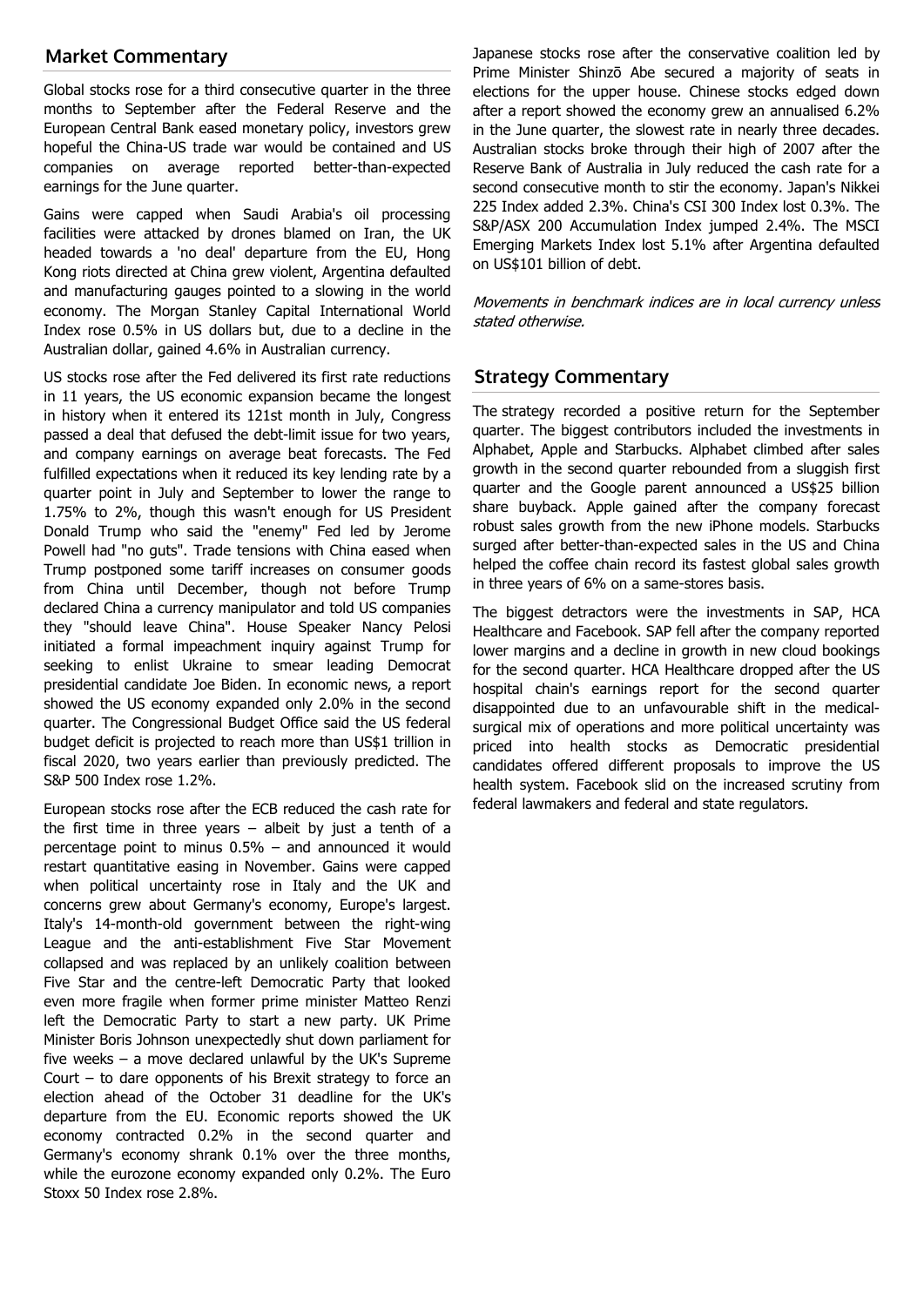## Market Commentary

Global stocks rose for a third consecutive quarter in the three months to September after the Federal Reserve and the European Central Bank eased monetary policy, investors grew hopeful the China-US trade war would be contained and US companies on average reported better-than-expected earnings for the June quarter.

Gains were capped when Saudi Arabia's oil processing facilities were attacked by drones blamed on Iran, the UK headed towards a 'no deal' departure from the EU, Hong Kong riots directed at China grew violent, Argentina defaulted and manufacturing gauges pointed to a slowing in the world economy. The Morgan Stanley Capital International World Index rose 0.5% in US dollars but, due to a decline in the Australian dollar, gained 4.6% in Australian currency.

US stocks rose after the Fed delivered its first rate reductions in 11 years, the US economic expansion became the longest in history when it entered its 121st month in July, Congress passed a deal that defused the debt-limit issue for two years, and company earnings on average beat forecasts. The Fed fulfilled expectations when it reduced its key lending rate by a quarter point in July and September to lower the range to 1.75% to 2%, though this wasn't enough for US President Donald Trump who said the "enemy" Fed led by Jerome Powell had "no guts". Trade tensions with China eased when Trump postponed some tariff increases on consumer goods from China until December, though not before Trump declared China a currency manipulator and told US companies they "should leave China". House Speaker Nancy Pelosi initiated a formal impeachment inquiry against Trump for seeking to enlist Ukraine to smear leading Democrat presidential candidate Joe Biden. In economic news, a report showed the US economy expanded only 2.0% in the second quarter. The Congressional Budget Office said the US federal budget deficit is projected to reach more than US$1 trillion in fiscal 2020, two years earlier than previously predicted. The S&P 500 Index rose 1.2%.

European stocks rose after the ECB reduced the cash rate for the first time in three years – albeit by just a tenth of a percentage point to minus 0.5% – and announced it would restart quantitative easing in November. Gains were capped when political uncertainty rose in Italy and the UK and concerns grew about Germany's economy, Europe's largest. Italy's 14-month-old government between the right-wing League and the anti-establishment Five Star Movement collapsed and was replaced by an unlikely coalition between Five Star and the centre-left Democratic Party that looked even more fragile when former prime minister Matteo Renzi left the Democratic Party to start a new party. UK Prime Minister Boris Johnson unexpectedly shut down parliament for five weeks – a move declared unlawful by the UK's Supreme Court – to dare opponents of his Brexit strategy to force an election ahead of the October 31 deadline for the UK's departure from the EU. Economic reports showed the UK economy contracted 0.2% in the second quarter and Germany's economy shrank 0.1% over the three months, while the eurozone economy expanded only 0.2%. The Euro Stoxx 50 Index rose 2.8%.

Japanese stocks rose after the conservative coalition led by Prime Minister Shinzō Abe secured a majority of seats in elections for the upper house. Chinese stocks edged down after a report showed the economy grew an annualised 6.2% in the June quarter, the slowest rate in nearly three decades. Australian stocks broke through their high of 2007 after the Reserve Bank of Australia in July reduced the cash rate for a second consecutive month to stir the economy. Japan's Nikkei 225 Index added 2.3%. China's CSI 300 Index lost 0.3%. The S&P/ASX 200 Accumulation Index jumped 2.4%. The MSCI Emerging Markets Index lost 5.1% after Argentina defaulted on US$101 billion of debt.

*Movements in benchmark indices are in local currency unless stated otherwise.*

## Strategy Commentary

The strategy recorded a positive return for the September quarter. The biggest contributors included the investments in Alphabet, Apple and Starbucks. Alphabet climbed after sales growth in the second quarter rebounded from a sluggish first quarter and the Google parent announced a US$25 billion share buyback. Apple gained after the company forecast robust sales growth from the new iPhone models. Starbucks surged after better-than-expected sales in the US and China helped the coffee chain record its fastest global sales growth in three years of 6% on a same-stores basis.

The biggest detractors were the investments in SAP, HCA Healthcare and Facebook. SAP fell after the company reported lower margins and a decline in growth in new cloud bookings for the second quarter. HCA Healthcare dropped after the US hospital chain's earnings report for the second quarter disappointed due to an unfavourable shift in the medical-surgical mix of operations and more political uncertainty was priced into health stocks as Democratic presidential candidates offered different proposals to improve the US health system. Facebook slid on the increased scrutiny from federal lawmakers and federal and state regulators.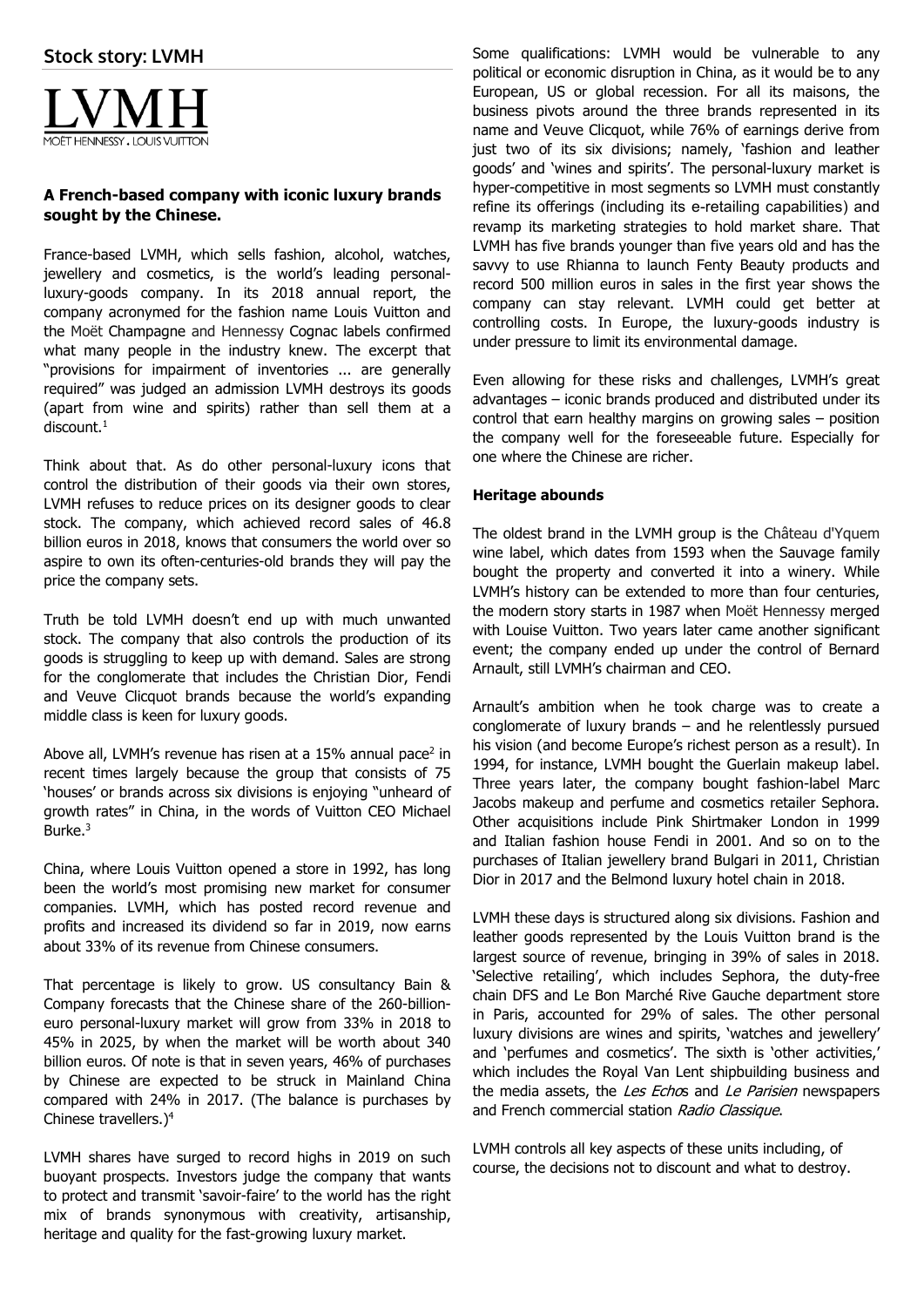## Stock story: LVMH

LVMH MOËT HENNESSY . LOUIS VUITTON

### A French-based company with iconic luxury brands sought by the Chinese.

France-based LVMH, which sells fashion, alcohol, watches, jewellery and cosmetics, is the world's leading personal-luxury-goods company. In its 2018 annual report, the company acronymed for the fashion name Louis Vuitton and the Moët Champagne and Hennessy Cognac labels confirmed what many people in the industry knew. The excerpt that "provisions for impairment of inventories ... are generally required" was judged an admission LVMH destroys its goods (apart from wine and spirits) rather than sell them at a discount.[1]

Think about that. As do other personal-luxury icons that control the distribution of their goods via their own stores, LVMH refuses to reduce prices on its designer goods to clear stock. The company, which achieved record sales of 46.8 billion euros in 2018, knows that consumers the world over so aspire to own its often-centuries-old brands they will pay the price the company sets.

Truth be told LVMH doesn't end up with much unwanted stock. The company that also controls the production of its goods is struggling to keep up with demand. Sales are strong for the conglomerate that includes the Christian Dior, Fendi and Veuve Clicquot brands because the world's expanding middle class is keen for luxury goods.

Above all, LVMH's revenue has risen at a 15% annual pace[2] in recent times largely because the group that consists of 75 'houses' or brands across six divisions is enjoying "unheard of growth rates" in China, in the words of Vuitton CEO Michael Burke.[3]

China, where Louis Vuitton opened a store in 1992, has long been the world's most promising new market for consumer companies. LVMH, which has posted record revenue and profits and increased its dividend so far in 2019, now earns about 33% of its revenue from Chinese consumers.

That percentage is likely to grow. US consultancy Bain & Company forecasts that the Chinese share of the 260-billion-euro personal-luxury market will grow from 33% in 2018 to 45% in 2025, by when the market will be worth about 340 billion euros. Of note is that in seven years, 46% of purchases by Chinese are expected to be struck in Mainland China compared with 24% in 2017. (The balance is purchases by Chinese travellers.)[4]

LVMH shares have surged to record highs in 2019 on such buoyant prospects. Investors judge the company that wants to protect and transmit 'savoir-faire' to the world has the right mix of brands synonymous with creativity, artisanship, heritage and quality for the fast-growing luxury market.

Some qualifications: LVMH would be vulnerable to any political or economic disruption in China, as it would be to any European, US or global recession. For all its maisons, the business pivots around the three brands represented in its name and Veuve Clicquot, while 76% of earnings derive from just two of its six divisions; namely, 'fashion and leather goods' and 'wines and spirits'. The personal-luxury market is hyper-competitive in most segments so LVMH must constantly refine its offerings (including its e-retailing capabilities) and revamp its marketing strategies to hold market share. That LVMH has five brands younger than five years old and has the savvy to use Rhianna to launch Fenty Beauty products and record 500 million euros in sales in the first year shows the company can stay relevant. LVMH could get better at controlling costs. In Europe, the luxury-goods industry is under pressure to limit its environmental damage.

Even allowing for these risks and challenges, LVMH's great advantages – iconic brands produced and distributed under its control that earn healthy margins on growing sales – position the company well for the foreseeable future. Especially for one where the Chinese are richer.

### Heritage abounds

The oldest brand in the LVMH group is the Château d'Yquem wine label, which dates from 1593 when the Sauvage family bought the property and converted it into a winery. While LVMH's history can be extended to more than four centuries, the modern story starts in 1987 when Moët Hennessy merged with Louise Vuitton. Two years later came another significant event; the company ended up under the control of Bernard Arnault, still LVMH's chairman and CEO.

Arnault's ambition when he took charge was to create a conglomerate of luxury brands – and he relentlessly pursued his vision (and become Europe's richest person as a result). In 1994, for instance, LVMH bought the Guerlain makeup label. Three years later, the company bought fashion-label Marc Jacobs makeup and perfume and cosmetics retailer Sephora. Other acquisitions include Pink Shirtmaker London in 1999 and Italian fashion house Fendi in 2001. And so on to the purchases of Italian jewellery brand Bulgari in 2011, Christian Dior in 2017 and the Belmond luxury hotel chain in 2018.

LVMH these days is structured along six divisions. Fashion and leather goods represented by the Louis Vuitton brand is the largest source of revenue, bringing in 39% of sales in 2018. 'Selective retailing', which includes Sephora, the duty-free chain DFS and Le Bon Marché Rive Gauche department store in Paris, accounted for 29% of sales. The other personal luxury divisions are wines and spirits, 'watches and jewellery' and 'perfumes and cosmetics'. The sixth is 'other activities,' which includes the Royal Van Lent shipbuilding business and the media assets, the *Les Echos* and *Le Parisien* newspapers and French commercial station *Radio Classique*.

LVMH controls all key aspects of these units including, of course, the decisions not to discount and what to destroy.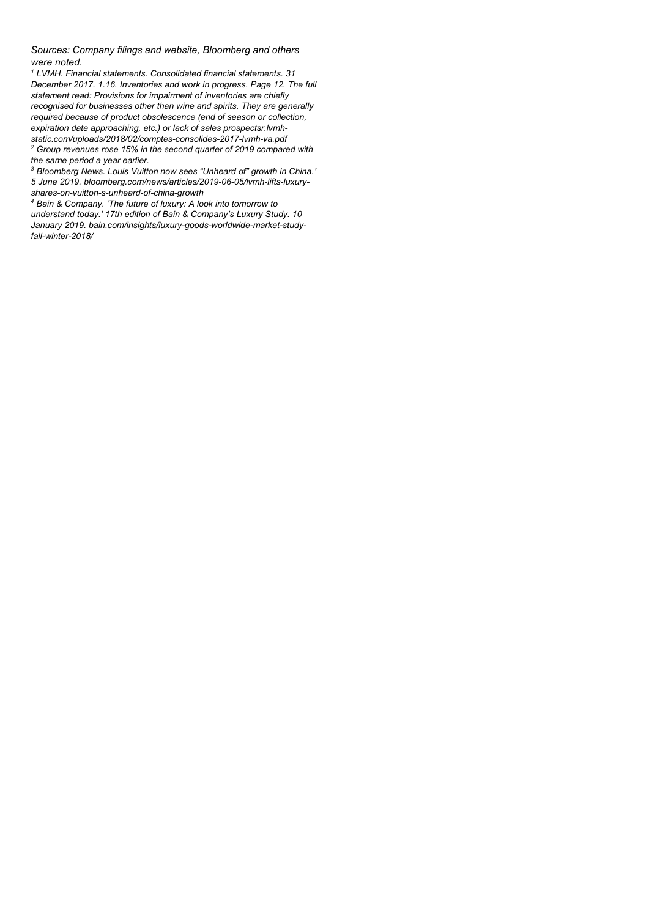*Sources: Company filings and website, Bloomberg and others were noted.*

*[1] LVMH. Financial statements. Consolidated financial statements. 31 December 2017. 1.16. Inventories and work in progress. Page 12. The full statement read: Provisions for impairment of inventories are chiefly recognised for businesses other than wine and spirits. They are generally required because of product obsolescence (end of season or collection, expiration date approaching, etc.) or lack of sales prospectsr.lvmh-static.com/uploads/2018/02/comptes-consolides-2017-lvmh-va.pdf*

*[2] Group revenues rose 15% in the second quarter of 2019 compared with the same period a year earlier.*

*[3] Bloomberg News. Louis Vuitton now sees "Unheard of" growth in China.' 5 June 2019. bloomberg.com/news/articles/2019-06-05/lvmh-lifts-luxury-shares-on-vuitton-s-unheard-of-china-growth*

*[4] Bain & Company. 'The future of luxury: A look into tomorrow to understand today.' 17th edition of Bain & Company's Luxury Study. 10 January 2019. bain.com/insights/luxury-goods-worldwide-market-study-fall-winter-2018/*